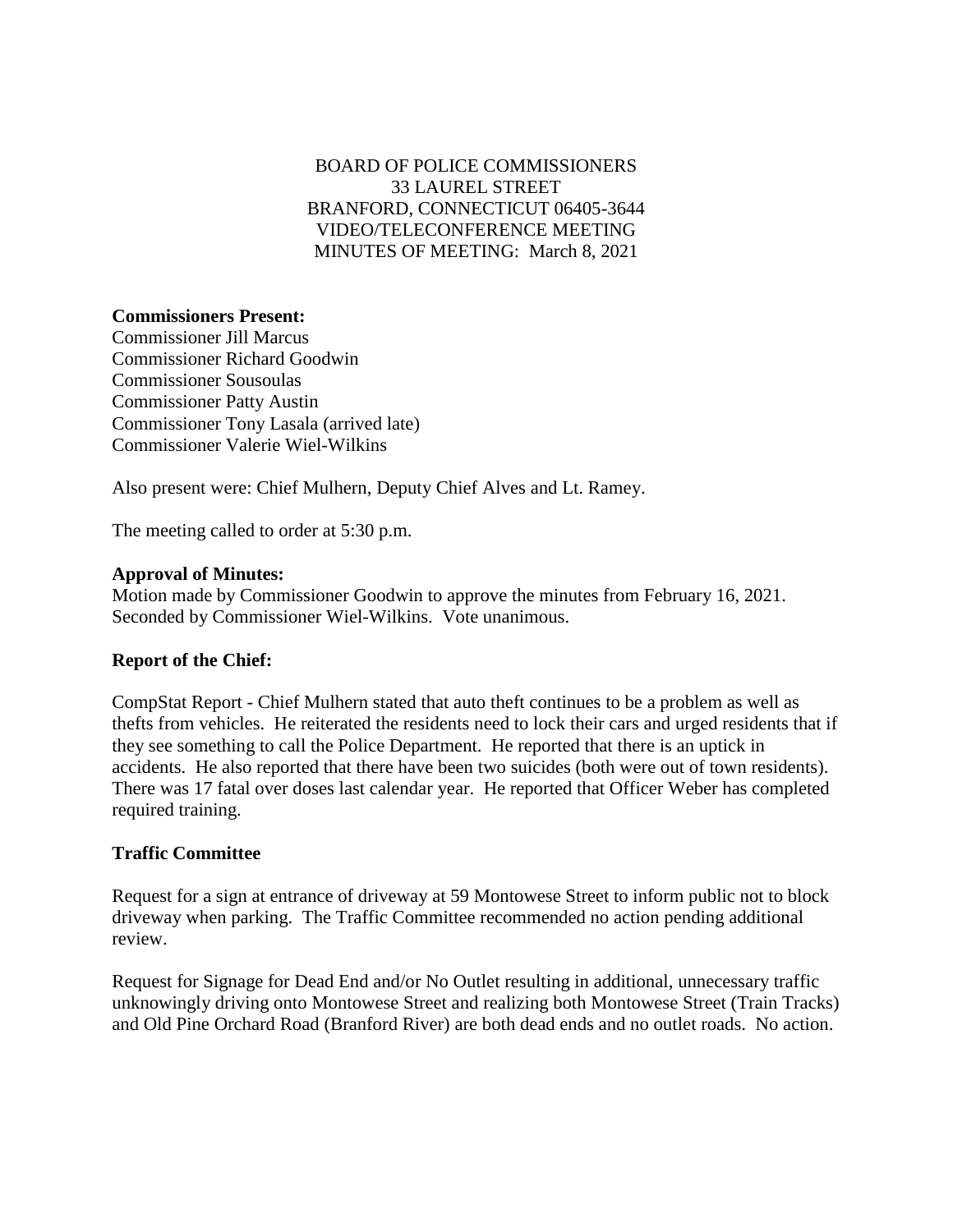BOARD OF POLICE COMMISSIONERS
33 LAUREL STREET
BRANFORD, CONNECTICUT 06405-3644
VIDEO/TELECONFERENCE MEETING
MINUTES OF MEETING: March 8, 2021

**Commissioners Present:**
Commissioner Jill Marcus
Commissioner Richard Goodwin
Commissioner Sousoulas
Commissioner Patty Austin
Commissioner Tony Lasala (arrived late)
Commissioner Valerie Wiel-Wilkins

Also present were: Chief Mulhern, Deputy Chief Alves and Lt. Ramey.

The meeting called to order at 5:30 p.m.

**Approval of Minutes:**
Motion made by Commissioner Goodwin to approve the minutes from February 16, 2021. Seconded by Commissioner Wiel-Wilkins. Vote unanimous.

**Report of the Chief:**

CompStat Report - Chief Mulhern stated that auto theft continues to be a problem as well as thefts from vehicles. He reiterated the residents need to lock their cars and urged residents that if they see something to call the Police Department. He reported that there is an uptick in accidents. He also reported that there have been two suicides (both were out of town residents). There was 17 fatal over doses last calendar year. He reported that Officer Weber has completed required training.

**Traffic Committee**

Request for a sign at entrance of driveway at 59 Montowese Street to inform public not to block driveway when parking. The Traffic Committee recommended no action pending additional review.

Request for Signage for Dead End and/or No Outlet resulting in additional, unnecessary traffic unknowingly driving onto Montowese Street and realizing both Montowese Street (Train Tracks) and Old Pine Orchard Road (Branford River) are both dead ends and no outlet roads. No action.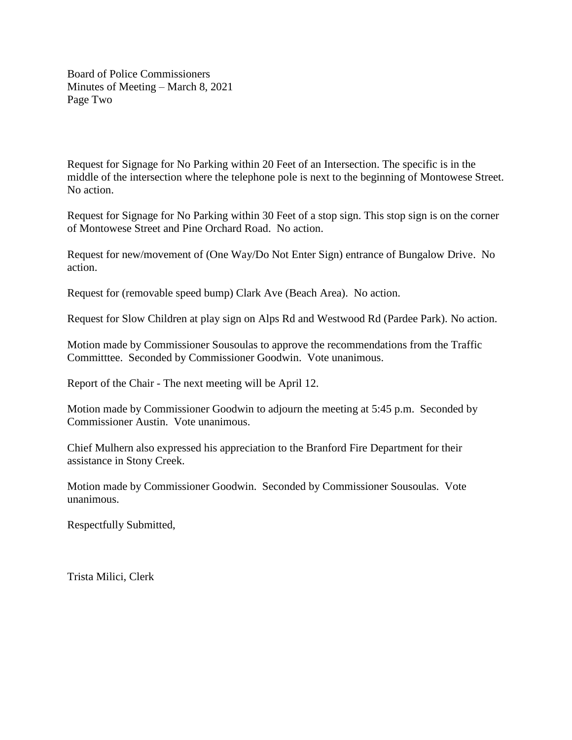Request for Signage for No Parking within 20 Feet of an Intersection. The specific is in the middle of the intersection where the telephone pole is next to the beginning of Montowese Street. No action.

Request for Signage for No Parking within 30 Feet of a stop sign. This stop sign is on the corner of Montowese Street and Pine Orchard Road. No action.

Request for new/movement of (One Way/Do Not Enter Sign) entrance of Bungalow Drive. No action.

Request for (removable speed bump) Clark Ave (Beach Area). No action.

Request for Slow Children at play sign on Alps Rd and Westwood Rd (Pardee Park). No action.

Motion made by Commissioner Sousoulas to approve the recommendations from the Traffic Committtee. Seconded by Commissioner Goodwin. Vote unanimous.

Report of the Chair - The next meeting will be April 12.

Motion made by Commissioner Goodwin to adjourn the meeting at 5:45 p.m. Seconded by Commissioner Austin. Vote unanimous.

Chief Mulhern also expressed his appreciation to the Branford Fire Department for their assistance in Stony Creek.

Motion made by Commissioner Goodwin. Seconded by Commissioner Sousoulas. Vote unanimous.

Respectfully Submitted,

Trista Milici, Clerk